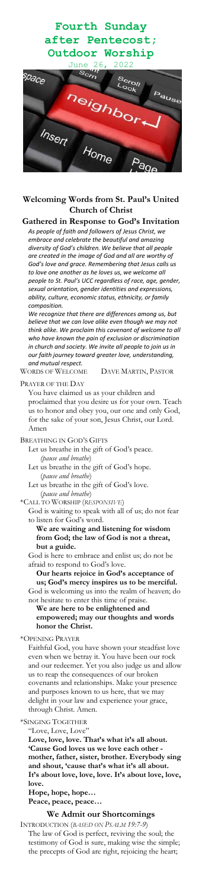# Fourth Sunday after Pentecost; Outdoor Worship

June 26, 2022

## Welcoming Words from St. Paul's United Church of Christ

### Gathered in Response to God's Invitation

*As people of faith and followers of Jesus Christ, we embrace and celebrate the beautiful and amazing diversity of God's children. We believe that all people are created in the image of God and all are worthy of God's love and grace. Remembering that Jesus calls us to love one another as he loves us, we welcome all people to St. Paul's UCC regardless of race, age, gender, sexual orientation, gender identities and expressions, ability, culture, economic status, ethnicity, or family composition.*

*We recognize that there are differences among us, but believe that we can love alike even though we may not think alike. We proclaim this covenant of welcome to all who have known the pain of exclusion or discrimination in church and society. We invite all people to join us in our faith journey toward greater love, understanding, and mutual respect.*

WORDS OF WELCOME — DAVE MARTIN, PASTOR

PRAYER OF THE DAY

You have claimed us as your children and proclaimed that you desire us for your own. Teach us to honor and obey you, our one and only God, for the sake of your son, Jesus Christ, our Lord. Amen

BREATHING IN GOD'S GIFTS

Let us breathe in the gift of God's peace.
*(pause and breathe)*
Let us breathe in the gift of God's hope.
*(pause and breathe)*
Let us breathe in the gift of God's love.
*(pause and breathe)*

*CALL TO WORSHIP (*RESPONSIVE*)

God is waiting to speak with all of us; do not fear to listen for God's word.

**We are waiting and listening for wisdom from God; the law of God is not a threat, but a guide.**

God is here to embrace and enlist us; do not be afraid to respond to God's love.

**Our hearts rejoice in God's acceptance of us; God's mercy inspires us to be merciful.**

God is welcoming us into the realm of heaven; do not hesitate to enter this time of praise.

**We are here to be enlightened and empowered; may our thoughts and words honor the Christ.**

*OPENING PRAYER

Faithful God, you have shown your steadfast love even when we betray it. You have been our rock and our redeemer. Yet you also judge us and allow us to reap the consequences of our broken covenants and relationships. Make your presence and purposes known to us here, that we may delight in your law and experience your grace, through Christ. Amen.

*SINGING TOGETHER

"Love, Love, Love"

**Love, love, love. That's what it's all about. 'Cause God loves us we love each other - mother, father, sister, brother. Everybody sing and shout, 'cause that's what it's all about. It's about love, love, love. It's about love, love, love.**

**Hope, hope, hope…**

**Peace, peace, peace…**

### We Admit our Shortcomings

INTRODUCTION (*BASED ON PSALM 19:7-9*)

The law of God is perfect, reviving the soul; the testimony of God is sure, making wise the simple; the precepts of God are right, rejoicing the heart;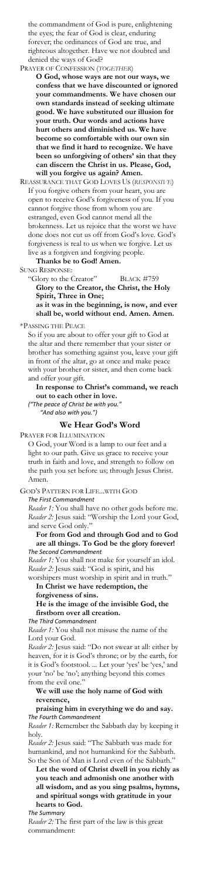the commandment of God is pure, enlightening the eyes; the fear of God is clear, enduring forever; the ordinances of God are true, and righteous altogether. Have we not doubted and denied the ways of God?

PRAYER OF CONFESSION (*TOGETHER*)

**O God, whose ways are not our ways, we confess that we have discounted or ignored your commandments. We have chosen our own standards instead of seeking ultimate good. We have substituted our illusion for your truth. Our words and actions have hurt others and diminished us. We have become so comfortable with our own sin that we find it hard to recognize. We have been so unforgiving of others' sin that they can discern the Christ in us. Please, God, will you forgive us again? Amen.**

REASSURANCE THAT GOD LOVES US (*RESPONSIVE*)

If you forgive others from your heart, you are open to receive God's forgiveness of you. If you cannot forgive those from whom you are estranged, even God cannot mend all the brokenness. Let us rejoice that the worst we have done does not cut us off from God's love. God's forgiveness is real to us when we forgive. Let us live as a forgiven and forgiving people.

**Thanks be to God! Amen.**

SUNG RESPONSE:

"Glory to the Creator" BLACK #759

**Glory to the Creator, the Christ, the Holy Spirit, Three in One;**
**as it was in the beginning, is now, and ever shall be, world without end. Amen. Amen.**

*PASSING THE PEACE

So if you are about to offer your gift to God at the altar and there remember that your sister or brother has something against you, leave your gift in front of the altar, go at once and make peace with your brother or sister, and then come back and offer your gift.

**In response to Christ's command, we reach out to each other in love.**

*("The peace of Christ be with you."*
*"And also with you.")*

## We Hear God's Word

PRAYER FOR ILLUMINATION

O God, your Word is a lamp to our feet and a light to our path. Give us grace to receive your truth in faith and love, and strength to follow on the path you set before us; through Jesus Christ. Amen.

GOD'S PATTERN FOR LIFE...WITH GOD

*The First Commandment*

*Reader 1:* You shall have no other gods before me.
*Reader 2:* Jesus said: "Worship the Lord your God, and serve God only."

**For from God and through God and to God are all things. To God be the glory forever!**

*The Second Commandment*

*Reader 1:* You shall not make for yourself an idol.
*Reader 2:* Jesus said: "God is spirit, and his worshipers must worship in spirit and in truth."

**In Christ we have redemption, the forgiveness of sins.**
**He is the image of the invisible God, the firstborn over all creation.**

*The Third Commandment*

*Reader 1:* You shall not misuse the name of the Lord your God.
*Reader 2:* Jesus said: "Do not swear at all: either by heaven, for it is God's throne; or by the earth, for it is God's footstool. ... Let your 'yes' be 'yes,' and your 'no' be 'no'; anything beyond this comes from the evil one."

**We will use the holy name of God with reverence,**
**praising him in everything we do and say.**

*The Fourth Commandment*

*Reader 1:* Remember the Sabbath day by keeping it holy.
*Reader 2:* Jesus said: "The Sabbath was made for humankind, and not humankind for the Sabbath. So the Son of Man is Lord even of the Sabbath."

**Let the word of Christ dwell in you richly as you teach and admonish one another with all wisdom, and as you sing psalms, hymns, and spiritual songs with gratitude in your hearts to God.**

*The Summary*

*Reader 2:* The first part of the law is this great commandment: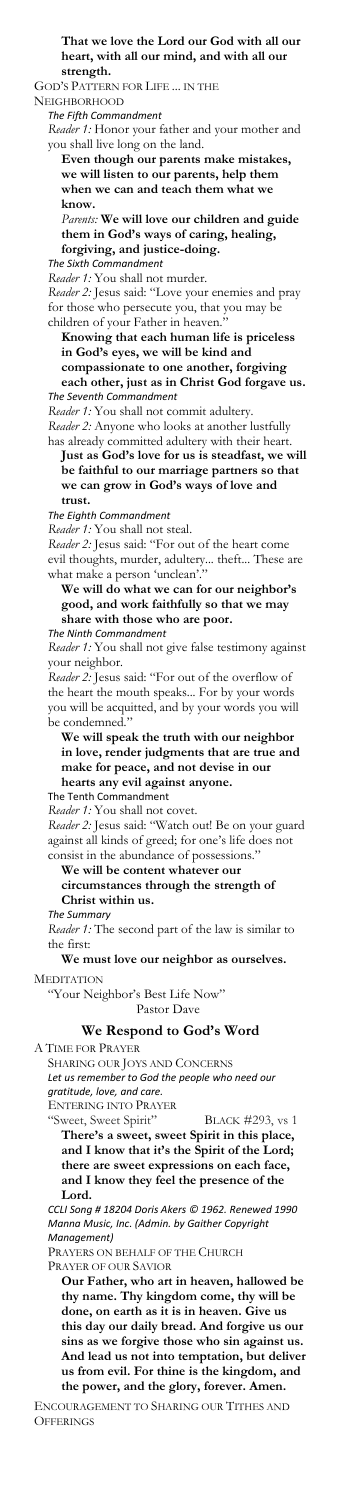**That we love the Lord our God with all our heart, with all our mind, and with all our strength.**

GOD'S PATTERN FOR LIFE ... IN THE NEIGHBORHOOD

*The Fifth Commandment*

*Reader 1:* Honor your father and your mother and you shall live long on the land.

**Even though our parents make mistakes, we will listen to our parents, help them when we can and teach them what we know.**

*Parents:* **We will love our children and guide them in God's ways of caring, healing, forgiving, and justice-doing.**

*The Sixth Commandment*

*Reader 1:* You shall not murder.

*Reader 2:* Jesus said: "Love your enemies and pray for those who persecute you, that you may be children of your Father in heaven."

**Knowing that each human life is priceless in God's eyes, we will be kind and compassionate to one another, forgiving each other, just as in Christ God forgave us.**

*The Seventh Commandment*

*Reader 1:* You shall not commit adultery.

*Reader 2:* Anyone who looks at another lustfully has already committed adultery with their heart.

**Just as God's love for us is steadfast, we will be faithful to our marriage partners so that we can grow in God's ways of love and trust.**

*The Eighth Commandment*

*Reader 1:* You shall not steal.

*Reader 2:* Jesus said: "For out of the heart come evil thoughts, murder, adultery... theft... These are what make a person 'unclean'."

**We will do what we can for our neighbor's good, and work faithfully so that we may share with those who are poor.**

*The Ninth Commandment*

*Reader 1:* You shall not give false testimony against your neighbor.

*Reader 2:* Jesus said: "For out of the overflow of the heart the mouth speaks... For by your words you will be acquitted, and by your words you will be condemned."

**We will speak the truth with our neighbor in love, render judgments that are true and make for peace, and not devise in our hearts any evil against anyone.**

The Tenth Commandment

*Reader 1:* You shall not covet.

*Reader 2:* Jesus said: "Watch out! Be on your guard against all kinds of greed; for one's life does not consist in the abundance of possessions."

**We will be content whatever our circumstances through the strength of Christ within us.**

*The Summary*

*Reader 1:* The second part of the law is similar to the first:

**We must love our neighbor as ourselves.**

MEDITATION

"Your Neighbor's Best Life Now" Pastor Dave

## We Respond to God's Word

A TIME FOR PRAYER

SHARING OUR JOYS AND CONCERNS

*Let us remember to God the people who need our gratitude, love, and care.*

ENTERING INTO PRAYER

"Sweet, Sweet Spirit" BLACK #293, vs 1

**There's a sweet, sweet Spirit in this place, and I know that it's the Spirit of the Lord; there are sweet expressions on each face, and I know they feel the presence of the Lord.**

*CCLI Song # 18204 Doris Akers © 1962. Renewed 1990 Manna Music, Inc. (Admin. by Gaither Copyright Management)*

PRAYERS ON BEHALF OF THE CHURCH

PRAYER OF OUR SAVIOR

**Our Father, who art in heaven, hallowed be thy name. Thy kingdom come, thy will be done, on earth as it is in heaven. Give us this day our daily bread. And forgive us our sins as we forgive those who sin against us. And lead us not into temptation, but deliver us from evil. For thine is the kingdom, and the power, and the glory, forever. Amen.**

ENCOURAGEMENT TO SHARING OUR TITHES AND OFFERINGS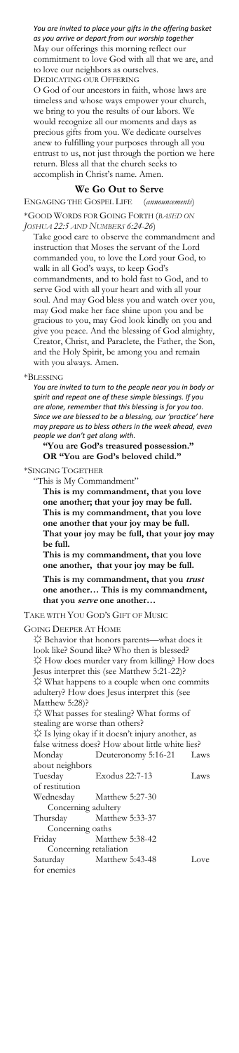*You are invited to place your gifts in the offering basket as you arrive or depart from our worship together*
May our offerings this morning reflect our commitment to love God with all that we are, and to love our neighbors as ourselves.

DEDICATING OUR OFFERING

O God of our ancestors in faith, whose laws are timeless and whose ways empower your church, we bring to you the results of our labors. We would recognize all our moments and days as precious gifts from you. We dedicate ourselves anew to fulfilling your purposes through all you entrust to us, not just through the portion we here return. Bless all that the church seeks to accomplish in Christ's name. Amen.

## We Go Out to Serve

ENGAGING THE GOSPEL LIFE (*announcements*)

*GOOD WORDS FOR GOING FORTH (*BASED ON JOSHUA 22:5 AND NUMBERS 6:24-26*)

Take good care to observe the commandment and instruction that Moses the servant of the Lord commanded you, to love the Lord your God, to walk in all God's ways, to keep God's commandments, and to hold fast to God, and to serve God with all your heart and with all your soul. And may God bless you and watch over you, may God make her face shine upon you and be gracious to you, may God look kindly on you and give you peace. And the blessing of God almighty, Creator, Christ, and Paraclete, the Father, the Son, and the Holy Spirit, be among you and remain with you always. Amen.

*BLESSING

*You are invited to turn to the people near you in body or spirit and repeat one of these simple blessings. If you are alone, remember that this blessing is for you too. Since we are blessed to be a blessing, our 'practice' here may prepare us to bless others in the week ahead, even people we don't get along with.*

**"You are God's treasured possession." OR "You are God's beloved child."**

*SINGING TOGETHER

"This is My Commandment"

**This is my commandment, that you love one another; that your joy may be full. This is my commandment, that you love one another that your joy may be full. That your joy may be full, that your joy may be full.**

**This is my commandment, that you love one another, that your joy may be full.**

**This is my commandment, that you *trust* one another… This is my commandment, that you *serve* one another…**

TAKE WITH YOU GOD'S GIFT OF MUSIC

GOING DEEPER AT HOME

☼ Behavior that honors parents—what does it look like? Sound like? Who then is blessed?
☼ How does murder vary from killing? How does Jesus interpret this (see Matthew 5:21-22)?
☼ What happens to a couple when one commits adultery? How does Jesus interpret this (see Matthew 5:28)?
☼ What passes for stealing? What forms of stealing are worse than others?
☼ Is lying okay if it doesn't injury another, as false witness does? How about little white lies?

| | | |
|---|---|---|
| Monday | Deuteronomy 5:16-21 | Laws about neighbors |
| Tuesday | Exodus 22:7-13 | Laws of restitution |
| Wednesday | Matthew 5:27-30 | Concerning adultery |
| Thursday | Matthew 5:33-37 | Concerning oaths |
| Friday | Matthew 5:38-42 | Concerning retaliation |
| Saturday | Matthew 5:43-48 | Love for enemies |